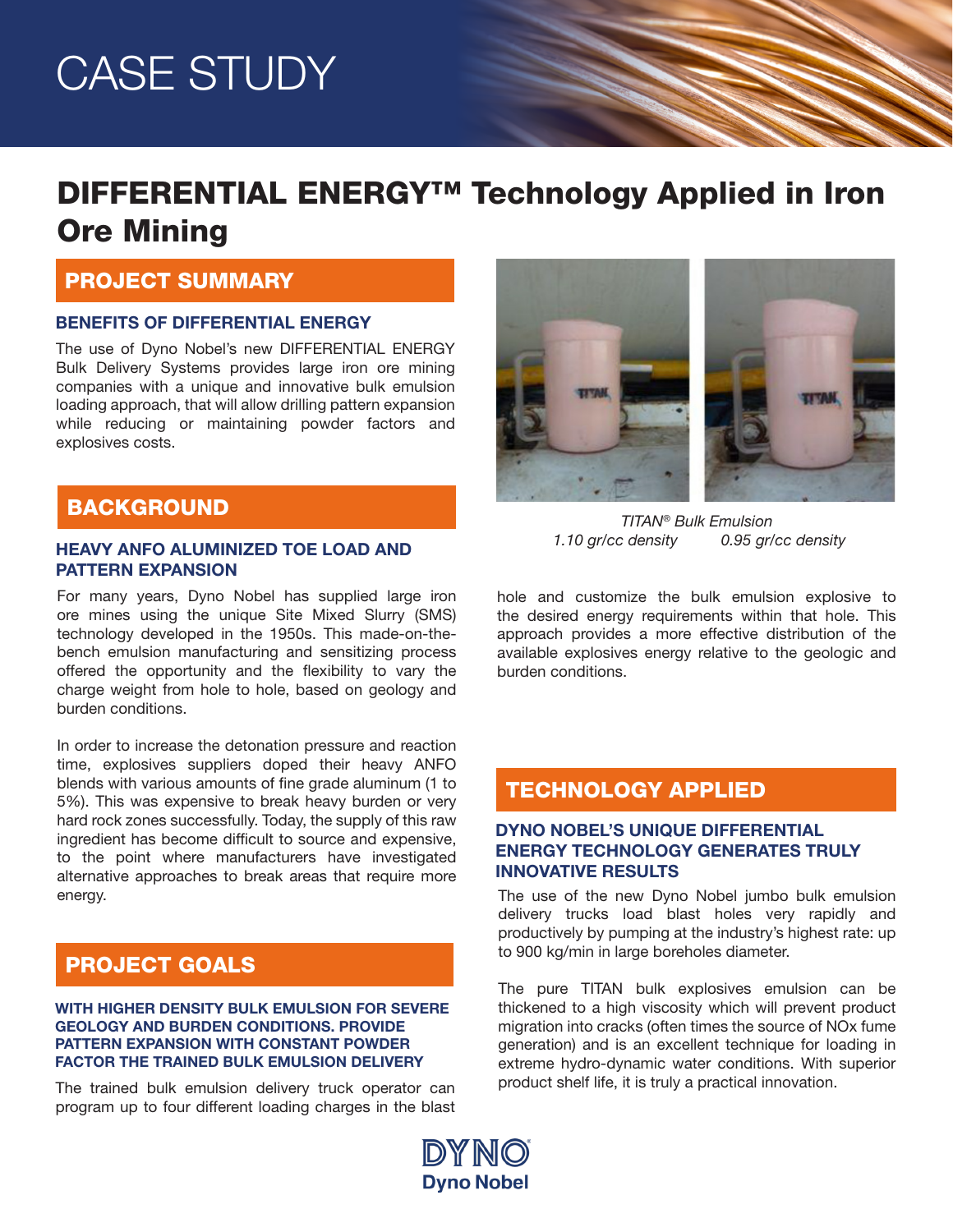# CASE STUDY

# DIFFERENTIAL ENERGY™ Technology Applied in Iron Ore Mining

## PROJECT SUMMARY

### BENEFITS OF DIFFERENTIAL ENERGY

The use of Dyno Nobel's new DIFFERENTIAL ENERGY Bulk Delivery Systems provides large iron ore mining companies with a unique and innovative bulk emulsion loading approach, that will allow drilling pattern expansion while reducing or maintaining powder factors and explosives costs.

## BACKGROUND

### HEAVY ANFO ALUMINIZED TOE LOAD AND PATTERN EXPANSION

For many years, Dyno Nobel has supplied large iron ore mines using the unique Site Mixed Slurry (SMS) technology developed in the 1950s. This made-on-the-bench emulsion manufacturing and sensitizing process offered the opportunity and the flexibility to vary the charge weight from hole to hole, based on geology and burden conditions.

In order to increase the detonation pressure and reaction time, explosives suppliers doped their heavy ANFO blends with various amounts of fine grade aluminum (1 to 5%). This was expensive to break heavy burden or very hard rock zones successfully. Today, the supply of this raw ingredient has become difficult to source and expensive, to the point where manufacturers have investigated alternative approaches to break areas that require more energy.

## PROJECT GOALS

### WITH HIGHER DENSITY BULK EMULSION FOR SEVERE GEOLOGY AND BURDEN CONDITIONS. PROVIDE PATTERN EXPANSION WITH CONSTANT POWDER FACTOR THE TRAINED BULK EMULSION DELIVERY

The trained bulk emulsion delivery truck operator can program up to four different loading charges in the blast hole and customize the bulk emulsion explosive to the desired energy requirements within that hole. This approach provides a more effective distribution of the available explosives energy relative to the geologic and burden conditions.

*TITAN® Bulk Emulsion*
*1.10 gr/cc density* *0.95 gr/cc density*

## TECHNOLOGY APPLIED

### DYNO NOBEL'S UNIQUE DIFFERENTIAL ENERGY TECHNOLOGY GENERATES TRULY INNOVATIVE RESULTS

The use of the new Dyno Nobel jumbo bulk emulsion delivery trucks load blast holes very rapidly and productively by pumping at the industry's highest rate: up to 900 kg/min in large boreholes diameter.

The pure TITAN bulk explosives emulsion can be thickened to a high viscosity which will prevent product migration into cracks (often times the source of NOx fume generation) and is an excellent technique for loading in extreme hydro-dynamic water conditions. With superior product shelf life, it is truly a practical innovation.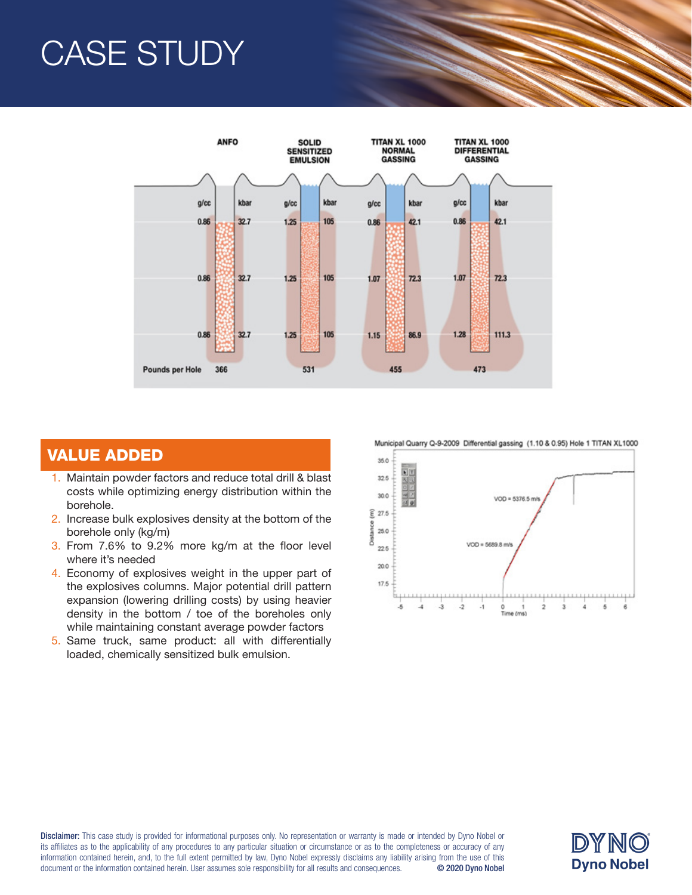# CASE STUDY

ANFO
SOLID SENSITIZED EMULSION
TITAN XL 1000 NORMAL GASSING
TITAN XL 1000 DIFFERENTIAL GASSING

g/cc kbar
0.86 32.7
0.86 32.7
0.86 32.7

g/cc kbar
1.25 105
1.25 105
1.25 105

g/cc kbar
0.86 42.1
1.07 72.3
1.15 86.9

g/cc kbar
0.86 42.1
1.07 72.3
1.28 111.3

Pounds per Hole 366 531 455 473

## VALUE ADDED

1. Maintain powder factors and reduce total drill & blast costs while optimizing energy distribution within the borehole.
2. Increase bulk explosives density at the bottom of the borehole only (kg/m)
3. From 7.6% to 9.2% more kg/m at the floor level where it's needed
4. Economy of explosives weight in the upper part of the explosives columns. Major potential drill pattern expansion (lowering drilling costs) by using heavier density in the bottom / toe of the boreholes only while maintaining constant average powder factors
5. Same truck, same product: all with differentially loaded, chemically sensitized bulk emulsion.

Municipal Quarry Q-9-2009 Differential gassing (1.10 & 0.95) Hole 1 TITAN XL1000

VOD = 5376.5 m/s
VOD = 5689.8 m/s

Distance (m)
35.0
32.5
30.0
27.5
25.0
22.5
20.0
17.5

Time (ms)
-5 -4 -3 -2 -1 0 1 2 3 4 5 6

**Disclaimer:** This case study is provided for informational purposes only. No representation or warranty is made or intended by Dyno Nobel or its affiliates as to the applicability of any procedures to any particular situation or circumstance or as to the completeness or accuracy of any information contained herein, and, to the full extent permitted by law, Dyno Nobel expressly disclaims any liability arising from the use of this document or the information contained herein. User assumes sole responsibility for all results and consequences. © 2020 Dyno Nobel

DYNO Dyno Nobel